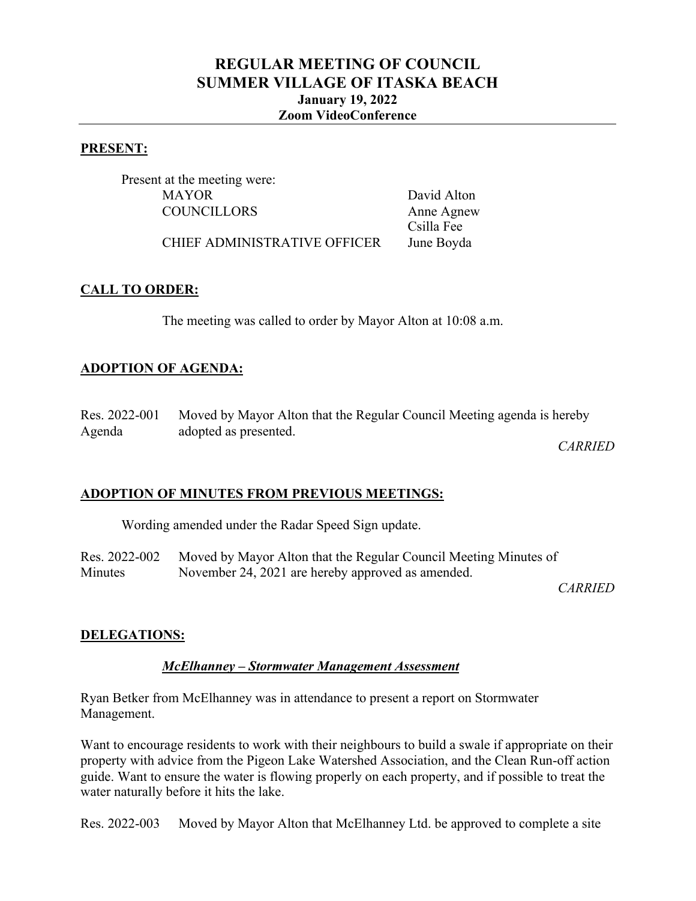# REGULAR MEETING OF COUNCIL
# SUMMER VILLAGE OF ITASKA BEACH
### January 19, 2022
### Zoom VideoConference

## PRESENT:

Present at the meeting were:

| | |
|---|---|
| MAYOR | David Alton |
| COUNCILLORS | Anne Agnew |
| | Csilla Fee |
| CHIEF ADMINISTRATIVE OFFICER | June Boyda |

## CALL TO ORDER:

The meeting was called to order by Mayor Alton at 10:08 a.m.

## ADOPTION OF AGENDA:

Res. 2022-001 Agenda — Moved by Mayor Alton that the Regular Council Meeting agenda is hereby adopted as presented.

*CARRIED*

## ADOPTION OF MINUTES FROM PREVIOUS MEETINGS:

Wording amended under the Radar Speed Sign update.

Res. 2022-002 Minutes — Moved by Mayor Alton that the Regular Council Meeting Minutes of November 24, 2021 are hereby approved as amended.

*CARRIED*

## DELEGATIONS:

### ***McElhanney – Stormwater Management Assessment***

Ryan Betker from McElhanney was in attendance to present a report on Stormwater Management.

Want to encourage residents to work with their neighbours to build a swale if appropriate on their property with advice from the Pigeon Lake Watershed Association, and the Clean Run-off action guide. Want to ensure the water is flowing properly on each property, and if possible to treat the water naturally before it hits the lake.

Res. 2022-003 Moved by Mayor Alton that McElhanney Ltd. be approved to complete a site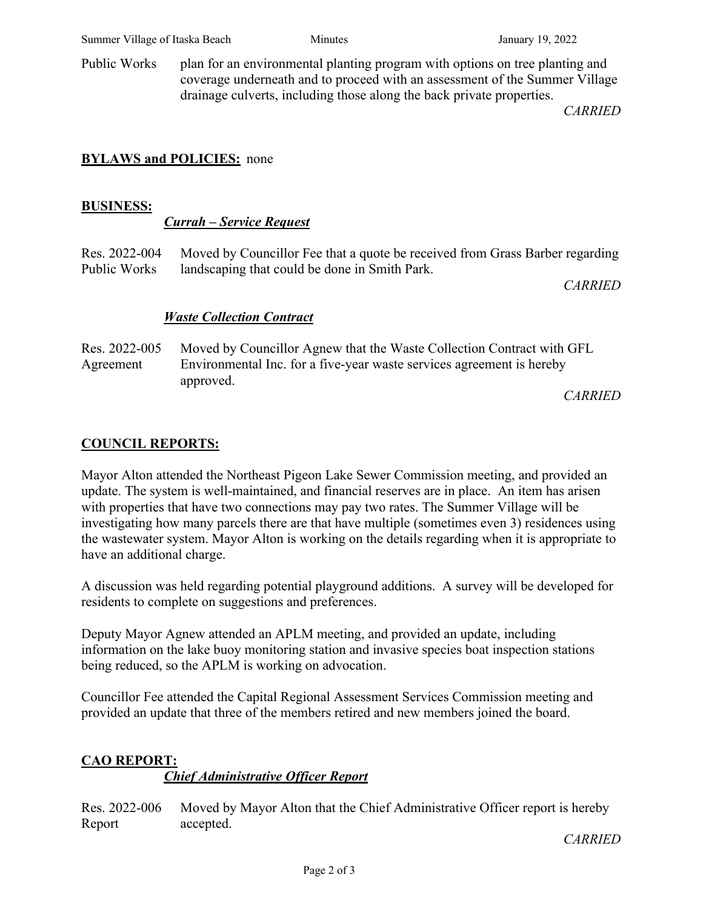Public Works plan for an environmental planting program with options on tree planting and coverage underneath and to proceed with an assessment of the Summer Village drainage culverts, including those along the back private properties.

*CARRIED*

**BYLAWS and POLICIES:** none

**BUSINESS:**

***Currah – Service Request***

Res. 2022-004 Public Works — Moved by Councillor Fee that a quote be received from Grass Barber regarding landscaping that could be done in Smith Park.

*CARRIED*

***Waste Collection Contract***

Res. 2022-005 Agreement — Moved by Councillor Agnew that the Waste Collection Contract with GFL Environmental Inc. for a five-year waste services agreement is hereby approved.

*CARRIED*

**COUNCIL REPORTS:**

Mayor Alton attended the Northeast Pigeon Lake Sewer Commission meeting, and provided an update. The system is well-maintained, and financial reserves are in place. An item has arisen with properties that have two connections may pay two rates. The Summer Village will be investigating how many parcels there are that have multiple (sometimes even 3) residences using the wastewater system. Mayor Alton is working on the details regarding when it is appropriate to have an additional charge.

A discussion was held regarding potential playground additions. A survey will be developed for residents to complete on suggestions and preferences.

Deputy Mayor Agnew attended an APLM meeting, and provided an update, including information on the lake buoy monitoring station and invasive species boat inspection stations being reduced, so the APLM is working on advocation.

Councillor Fee attended the Capital Regional Assessment Services Commission meeting and provided an update that three of the members retired and new members joined the board.

**CAO REPORT:**

***Chief Administrative Officer Report***

Res. 2022-006 Report — Moved by Mayor Alton that the Chief Administrative Officer report is hereby accepted.

*CARRIED*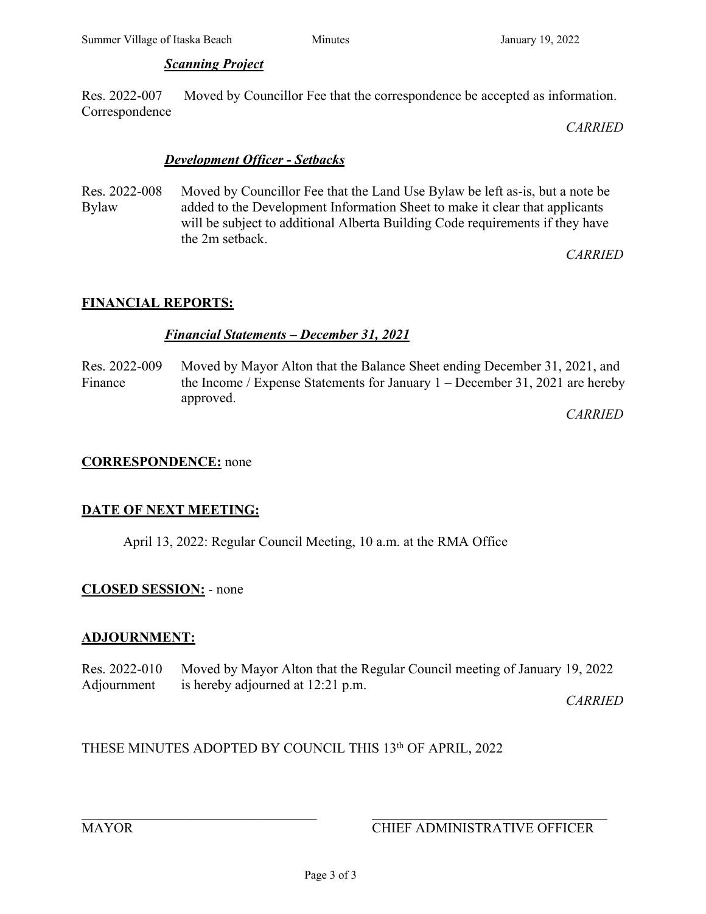***Scanning Project***

Res. 2022-007 Correspondence — Moved by Councillor Fee that the correspondence be accepted as information.

*CARRIED*

***Development Officer - Setbacks***

Res. 2022-008 Bylaw — Moved by Councillor Fee that the Land Use Bylaw be left as-is, but a note be added to the Development Information Sheet to make it clear that applicants will be subject to additional Alberta Building Code requirements if they have the 2m setback.

*CARRIED*

## **FINANCIAL REPORTS:**

***Financial Statements – December 31, 2021***

Res. 2022-009 Finance — Moved by Mayor Alton that the Balance Sheet ending December 31, 2021, and the Income / Expense Statements for January 1 – December 31, 2021 are hereby approved.

*CARRIED*

## **CORRESPONDENCE:** none

## **DATE OF NEXT MEETING:**

April 13, 2022: Regular Council Meeting, 10 a.m. at the RMA Office

## **CLOSED SESSION:** - none

## **ADJOURNMENT:**

Res. 2022-010 Adjournment — Moved by Mayor Alton that the Regular Council meeting of January 19, 2022 is hereby adjourned at 12:21 p.m.

*CARRIED*

THESE MINUTES ADOPTED BY COUNCIL THIS 13th OF APRIL, 2022

\_\_\_\_\_\_\_\_\_\_\_\_\_\_\_\_\_\_\_\_\_\_\_\_\_\_\_\_\_\_\_\_\_\_
MAYOR

\_\_\_\_\_\_\_\_\_\_\_\_\_\_\_\_\_\_\_\_\_\_\_\_\_\_\_\_\_\_\_\_\_\_
CHIEF ADMINISTRATIVE OFFICER